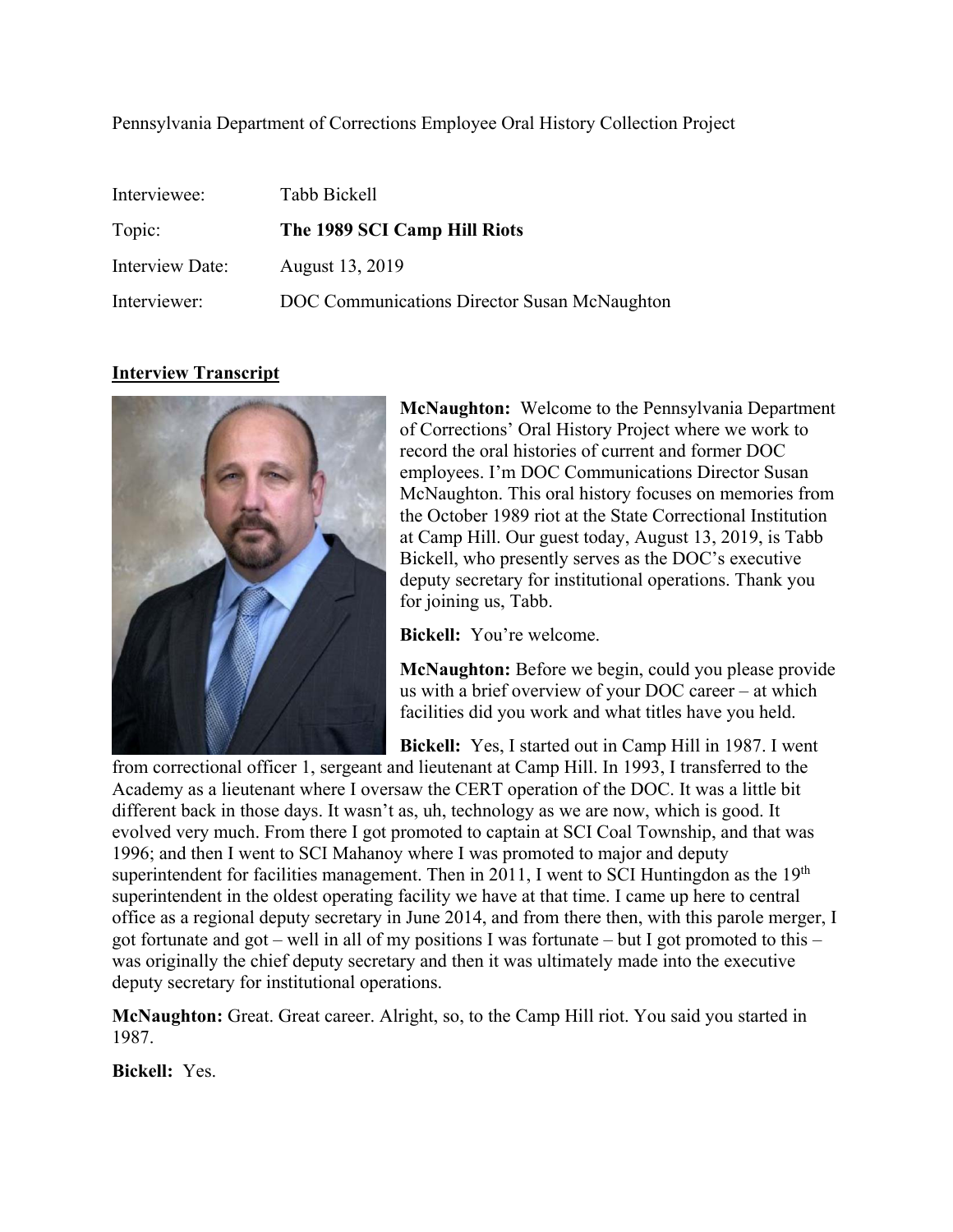Pennsylvania Department of Corrections Employee Oral History Collection Project

| | |
|---|---|
| Interviewee: | Tabb Bickell |
| Topic: | **The 1989 SCI Camp Hill Riots** |
| Interview Date: | August 13, 2019 |
| Interviewer: | DOC Communications Director Susan McNaughton |

## Interview Transcript

**McNaughton:** Welcome to the Pennsylvania Department of Corrections' Oral History Project where we work to record the oral histories of current and former DOC employees. I'm DOC Communications Director Susan McNaughton. This oral history focuses on memories from the October 1989 riot at the State Correctional Institution at Camp Hill. Our guest today, August 13, 2019, is Tabb Bickell, who presently serves as the DOC's executive deputy secretary for institutional operations. Thank you for joining us, Tabb.

**Bickell:** You're welcome.

**McNaughton:** Before we begin, could you please provide us with a brief overview of your DOC career – at which facilities did you work and what titles have you held.

**Bickell:** Yes, I started out in Camp Hill in 1987. I went from correctional officer 1, sergeant and lieutenant at Camp Hill. In 1993, I transferred to the Academy as a lieutenant where I oversaw the CERT operation of the DOC. It was a little bit different back in those days. It wasn't as, uh, technology as we are now, which is good. It evolved very much. From there I got promoted to captain at SCI Coal Township, and that was 1996; and then I went to SCI Mahanoy where I was promoted to major and deputy superintendent for facilities management. Then in 2011, I went to SCI Huntingdon as the 19th superintendent in the oldest operating facility we have at that time. I came up here to central office as a regional deputy secretary in June 2014, and from there then, with this parole merger, I got fortunate and got – well in all of my positions I was fortunate – but I got promoted to this – was originally the chief deputy secretary and then it was ultimately made into the executive deputy secretary for institutional operations.

**McNaughton:** Great. Great career. Alright, so, to the Camp Hill riot. You said you started in 1987.

**Bickell:** Yes.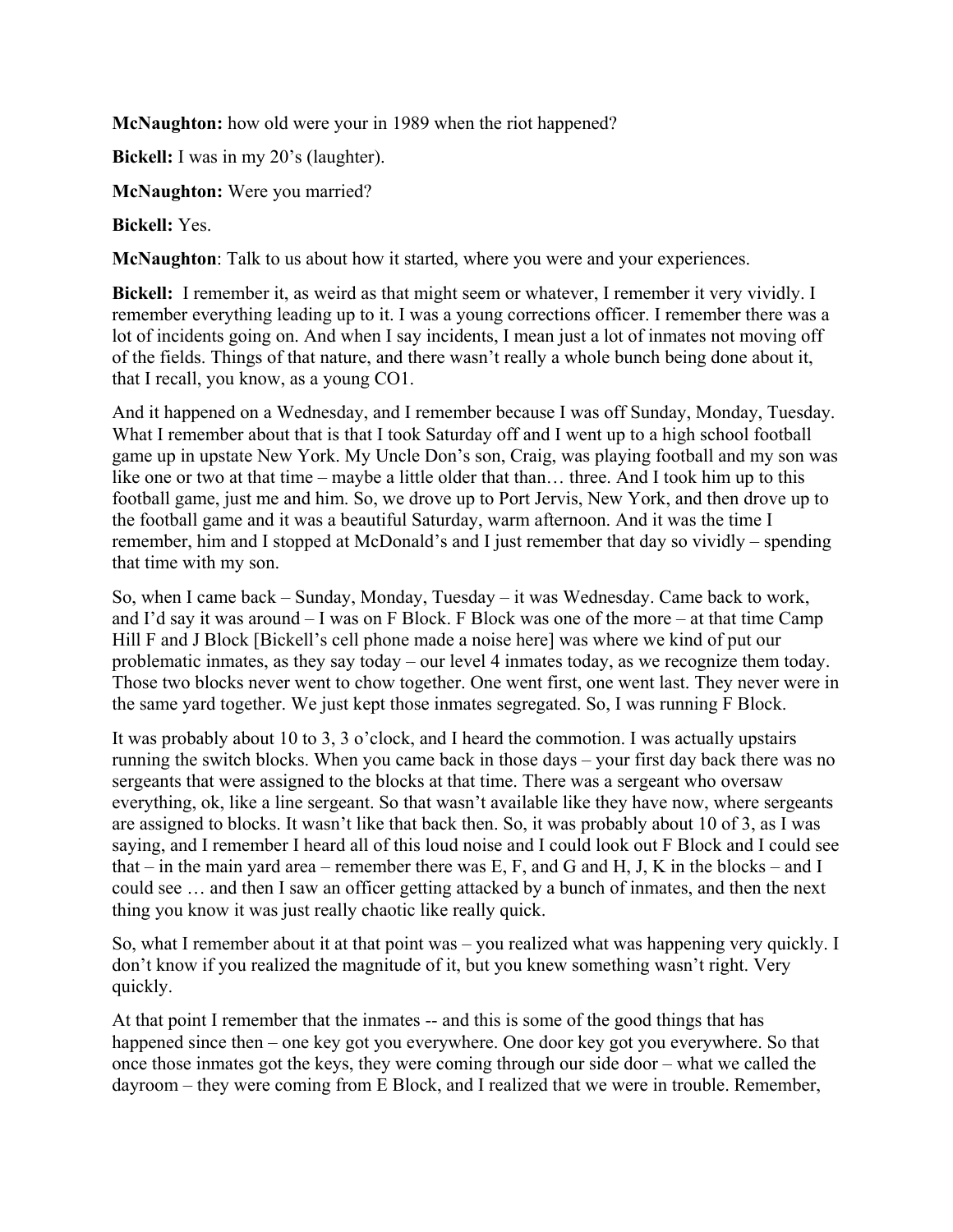**McNaughton:** how old were your in 1989 when the riot happened?

**Bickell:** I was in my 20's (laughter).

**McNaughton:** Were you married?

**Bickell:** Yes.

**McNaughton**: Talk to us about how it started, where you were and your experiences.

**Bickell:** I remember it, as weird as that might seem or whatever, I remember it very vividly. I remember everything leading up to it. I was a young corrections officer. I remember there was a lot of incidents going on. And when I say incidents, I mean just a lot of inmates not moving off of the fields. Things of that nature, and there wasn't really a whole bunch being done about it, that I recall, you know, as a young CO1.

And it happened on a Wednesday, and I remember because I was off Sunday, Monday, Tuesday. What I remember about that is that I took Saturday off and I went up to a high school football game up in upstate New York. My Uncle Don's son, Craig, was playing football and my son was like one or two at that time – maybe a little older that than… three. And I took him up to this football game, just me and him. So, we drove up to Port Jervis, New York, and then drove up to the football game and it was a beautiful Saturday, warm afternoon. And it was the time I remember, him and I stopped at McDonald's and I just remember that day so vividly – spending that time with my son.

So, when I came back – Sunday, Monday, Tuesday – it was Wednesday. Came back to work, and I'd say it was around – I was on F Block. F Block was one of the more – at that time Camp Hill F and J Block [Bickell's cell phone made a noise here] was where we kind of put our problematic inmates, as they say today – our level 4 inmates today, as we recognize them today. Those two blocks never went to chow together. One went first, one went last. They never were in the same yard together. We just kept those inmates segregated. So, I was running F Block.

It was probably about 10 to 3, 3 o'clock, and I heard the commotion. I was actually upstairs running the switch blocks. When you came back in those days – your first day back there was no sergeants that were assigned to the blocks at that time. There was a sergeant who oversaw everything, ok, like a line sergeant. So that wasn't available like they have now, where sergeants are assigned to blocks. It wasn't like that back then. So, it was probably about 10 of 3, as I was saying, and I remember I heard all of this loud noise and I could look out F Block and I could see that – in the main yard area – remember there was E, F, and G and H, J, K in the blocks – and I could see … and then I saw an officer getting attacked by a bunch of inmates, and then the next thing you know it was just really chaotic like really quick.

So, what I remember about it at that point was – you realized what was happening very quickly. I don't know if you realized the magnitude of it, but you knew something wasn't right. Very quickly.

At that point I remember that the inmates -- and this is some of the good things that has happened since then – one key got you everywhere. One door key got you everywhere. So that once those inmates got the keys, they were coming through our side door – what we called the dayroom – they were coming from E Block, and I realized that we were in trouble. Remember,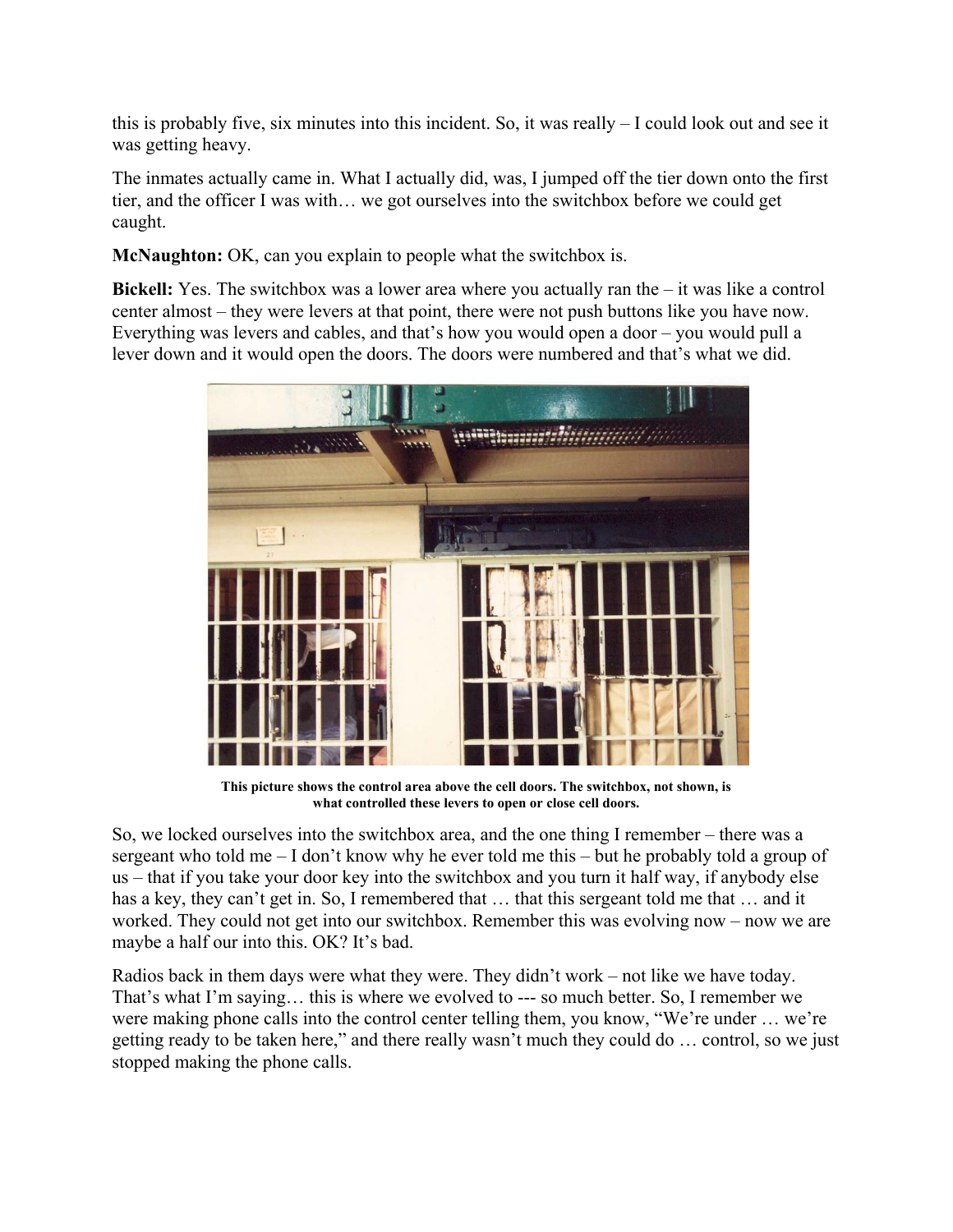this is probably five, six minutes into this incident. So, it was really – I could look out and see it was getting heavy.

The inmates actually came in. What I actually did, was, I jumped off the tier down onto the first tier, and the officer I was with… we got ourselves into the switchbox before we could get caught.

**McNaughton:** OK, can you explain to people what the switchbox is.

**Bickell:** Yes. The switchbox was a lower area where you actually ran the – it was like a control center almost – they were levers at that point, there were not push buttons like you have now. Everything was levers and cables, and that's how you would open a door – you would pull a lever down and it would open the doors. The doors were numbered and that's what we did.

**This picture shows the control area above the cell doors. The switchbox, not shown, is what controlled these levers to open or close cell doors.**

So, we locked ourselves into the switchbox area, and the one thing I remember – there was a sergeant who told me – I don't know why he ever told me this – but he probably told a group of us – that if you take your door key into the switchbox and you turn it half way, if anybody else has a key, they can't get in. So, I remembered that … that this sergeant told me that … and it worked. They could not get into our switchbox. Remember this was evolving now – now we are maybe a half our into this. OK? It's bad.

Radios back in them days were what they were. They didn't work – not like we have today. That's what I'm saying… this is where we evolved to --- so much better. So, I remember we were making phone calls into the control center telling them, you know, "We're under … we're getting ready to be taken here," and there really wasn't much they could do … control, so we just stopped making the phone calls.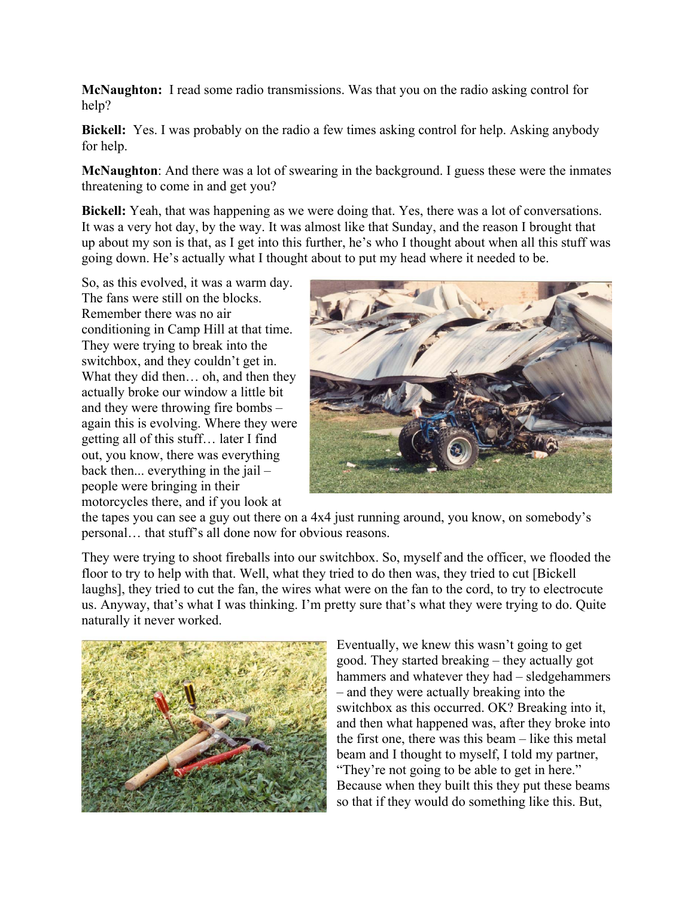**McNaughton:** I read some radio transmissions. Was that you on the radio asking control for help?

**Bickell:** Yes. I was probably on the radio a few times asking control for help. Asking anybody for help.

**McNaughton**: And there was a lot of swearing in the background. I guess these were the inmates threatening to come in and get you?

**Bickell:** Yeah, that was happening as we were doing that. Yes, there was a lot of conversations. It was a very hot day, by the way. It was almost like that Sunday, and the reason I brought that up about my son is that, as I get into this further, he's who I thought about when all this stuff was going down. He's actually what I thought about to put my head where it needed to be.

So, as this evolved, it was a warm day. The fans were still on the blocks. Remember there was no air conditioning in Camp Hill at that time. They were trying to break into the switchbox, and they couldn't get in. What they did then… oh, and then they actually broke our window a little bit and they were throwing fire bombs – again this is evolving. Where they were getting all of this stuff… later I find out, you know, there was everything back then... everything in the jail – people were bringing in their motorcycles there, and if you look at the tapes you can see a guy out there on a 4x4 just running around, you know, on somebody's personal… that stuff's all done now for obvious reasons.

They were trying to shoot fireballs into our switchbox. So, myself and the officer, we flooded the floor to try to help with that. Well, what they tried to do then was, they tried to cut [Bickell laughs], they tried to cut the fan, the wires what were on the fan to the cord, to try to electrocute us. Anyway, that's what I was thinking. I'm pretty sure that's what they were trying to do. Quite naturally it never worked.

Eventually, we knew this wasn't going to get good. They started breaking – they actually got hammers and whatever they had – sledgehammers – and they were actually breaking into the switchbox as this occurred. OK? Breaking into it, and then what happened was, after they broke into the first one, there was this beam – like this metal beam and I thought to myself, I told my partner, "They're not going to be able to get in here." Because when they built this they put these beams so that if they would do something like this. But,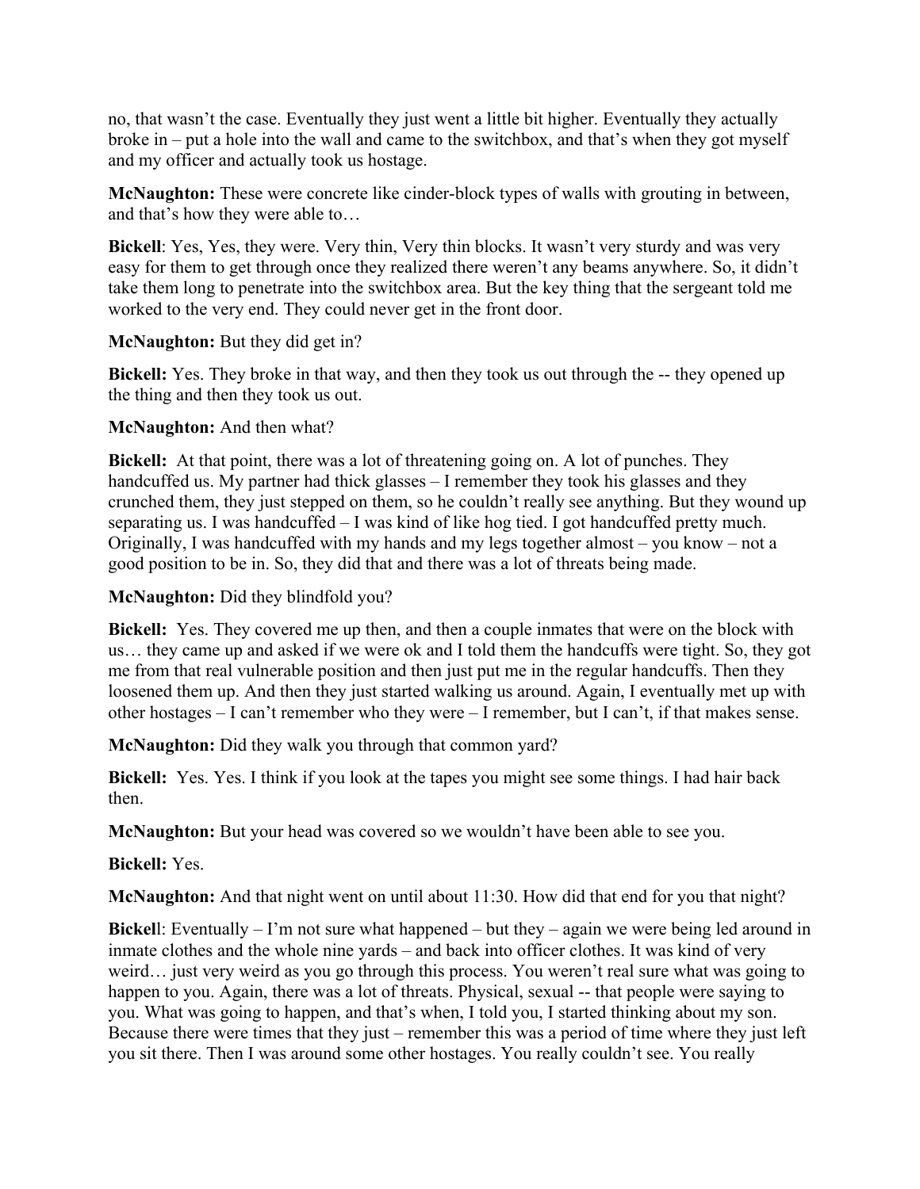no, that wasn't the case. Eventually they just went a little bit higher. Eventually they actually broke in – put a hole into the wall and came to the switchbox, and that's when they got myself and my officer and actually took us hostage.

**McNaughton:** These were concrete like cinder-block types of walls with grouting in between, and that's how they were able to…

**Bickell**: Yes, Yes, they were. Very thin, Very thin blocks. It wasn't very sturdy and was very easy for them to get through once they realized there weren't any beams anywhere. So, it didn't take them long to penetrate into the switchbox area. But the key thing that the sergeant told me worked to the very end. They could never get in the front door.

**McNaughton:** But they did get in?

**Bickell:** Yes. They broke in that way, and then they took us out through the -- they opened up the thing and then they took us out.

**McNaughton:** And then what?

**Bickell:** At that point, there was a lot of threatening going on. A lot of punches. They handcuffed us. My partner had thick glasses – I remember they took his glasses and they crunched them, they just stepped on them, so he couldn't really see anything. But they wound up separating us. I was handcuffed – I was kind of like hog tied. I got handcuffed pretty much. Originally, I was handcuffed with my hands and my legs together almost – you know – not a good position to be in. So, they did that and there was a lot of threats being made.

**McNaughton:** Did they blindfold you?

**Bickell:** Yes. They covered me up then, and then a couple inmates that were on the block with us… they came up and asked if we were ok and I told them the handcuffs were tight. So, they got me from that real vulnerable position and then just put me in the regular handcuffs. Then they loosened them up. And then they just started walking us around. Again, I eventually met up with other hostages – I can't remember who they were – I remember, but I can't, if that makes sense.

**McNaughton:** Did they walk you through that common yard?

**Bickell:** Yes. Yes. I think if you look at the tapes you might see some things. I had hair back then.

**McNaughton:** But your head was covered so we wouldn't have been able to see you.

**Bickell:** Yes.

**McNaughton:** And that night went on until about 11:30. How did that end for you that night?

**Bickell**: Eventually – I'm not sure what happened – but they – again we were being led around in inmate clothes and the whole nine yards – and back into officer clothes. It was kind of very weird… just very weird as you go through this process. You weren't real sure what was going to happen to you. Again, there was a lot of threats. Physical, sexual -- that people were saying to you. What was going to happen, and that's when, I told you, I started thinking about my son. Because there were times that they just – remember this was a period of time where they just left you sit there. Then I was around some other hostages. You really couldn't see. You really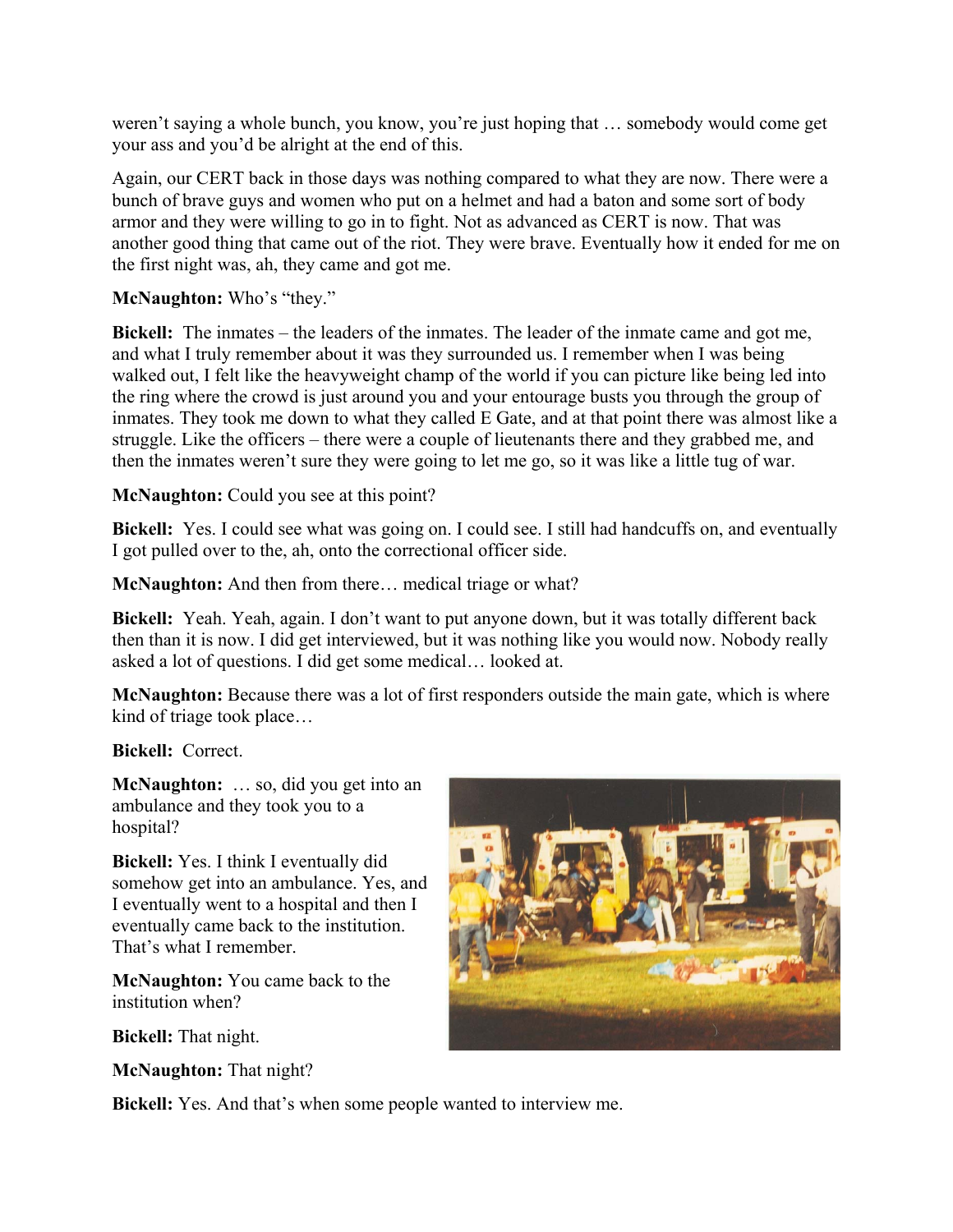weren't saying a whole bunch, you know, you're just hoping that … somebody would come get your ass and you'd be alright at the end of this.

Again, our CERT back in those days was nothing compared to what they are now. There were a bunch of brave guys and women who put on a helmet and had a baton and some sort of body armor and they were willing to go in to fight. Not as advanced as CERT is now. That was another good thing that came out of the riot. They were brave. Eventually how it ended for me on the first night was, ah, they came and got me.

**McNaughton:** Who's "they."

**Bickell:** The inmates – the leaders of the inmates. The leader of the inmate came and got me, and what I truly remember about it was they surrounded us. I remember when I was being walked out, I felt like the heavyweight champ of the world if you can picture like being led into the ring where the crowd is just around you and your entourage busts you through the group of inmates. They took me down to what they called E Gate, and at that point there was almost like a struggle. Like the officers – there were a couple of lieutenants there and they grabbed me, and then the inmates weren't sure they were going to let me go, so it was like a little tug of war.

**McNaughton:** Could you see at this point?

**Bickell:** Yes. I could see what was going on. I could see. I still had handcuffs on, and eventually I got pulled over to the, ah, onto the correctional officer side.

**McNaughton:** And then from there… medical triage or what?

**Bickell:** Yeah. Yeah, again. I don't want to put anyone down, but it was totally different back then than it is now. I did get interviewed, but it was nothing like you would now. Nobody really asked a lot of questions. I did get some medical… looked at.

**McNaughton:** Because there was a lot of first responders outside the main gate, which is where kind of triage took place…

**Bickell:** Correct.

**McNaughton:** … so, did you get into an ambulance and they took you to a hospital?

**Bickell:** Yes. I think I eventually did somehow get into an ambulance. Yes, and I eventually went to a hospital and then I eventually came back to the institution. That's what I remember.

**McNaughton:** You came back to the institution when?

**Bickell:** That night.

**McNaughton:** That night?

**Bickell:** Yes. And that's when some people wanted to interview me.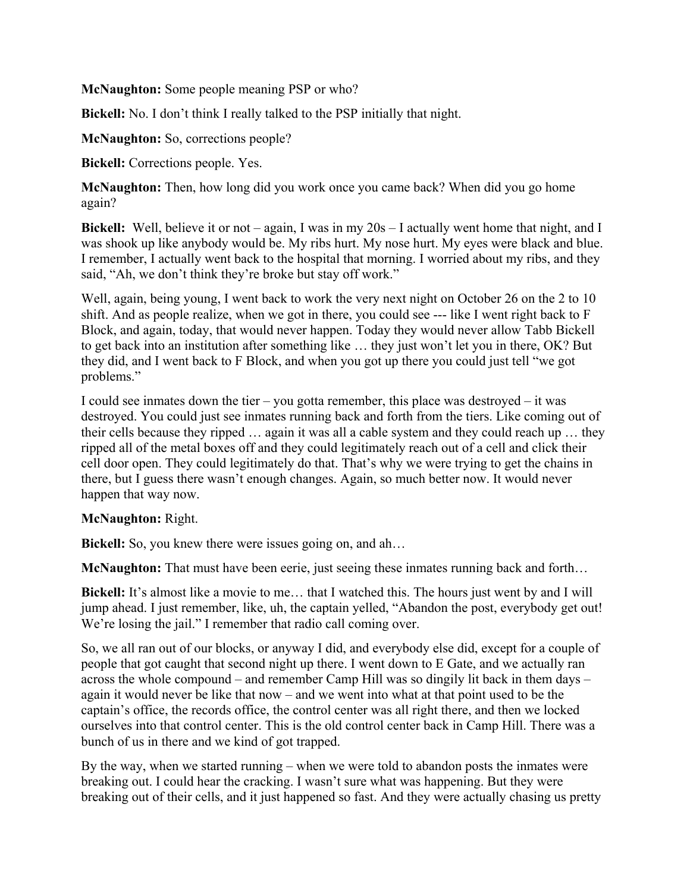**McNaughton:** Some people meaning PSP or who?

**Bickell:** No. I don't think I really talked to the PSP initially that night.

**McNaughton:** So, corrections people?

**Bickell:** Corrections people. Yes.

**McNaughton:** Then, how long did you work once you came back? When did you go home again?

**Bickell:** Well, believe it or not – again, I was in my 20s – I actually went home that night, and I was shook up like anybody would be. My ribs hurt. My nose hurt. My eyes were black and blue. I remember, I actually went back to the hospital that morning. I worried about my ribs, and they said, "Ah, we don't think they're broke but stay off work."

Well, again, being young, I went back to work the very next night on October 26 on the 2 to 10 shift. And as people realize, when we got in there, you could see --- like I went right back to F Block, and again, today, that would never happen. Today they would never allow Tabb Bickell to get back into an institution after something like … they just won't let you in there, OK? But they did, and I went back to F Block, and when you got up there you could just tell "we got problems."

I could see inmates down the tier – you gotta remember, this place was destroyed – it was destroyed. You could just see inmates running back and forth from the tiers. Like coming out of their cells because they ripped … again it was all a cable system and they could reach up … they ripped all of the metal boxes off and they could legitimately reach out of a cell and click their cell door open. They could legitimately do that. That's why we were trying to get the chains in there, but I guess there wasn't enough changes. Again, so much better now. It would never happen that way now.

**McNaughton:** Right.

**Bickell:** So, you knew there were issues going on, and ah…

**McNaughton:** That must have been eerie, just seeing these inmates running back and forth…

**Bickell:** It's almost like a movie to me… that I watched this. The hours just went by and I will jump ahead. I just remember, like, uh, the captain yelled, "Abandon the post, everybody get out! We're losing the jail." I remember that radio call coming over.

So, we all ran out of our blocks, or anyway I did, and everybody else did, except for a couple of people that got caught that second night up there. I went down to E Gate, and we actually ran across the whole compound – and remember Camp Hill was so dingily lit back in them days – again it would never be like that now – and we went into what at that point used to be the captain's office, the records office, the control center was all right there, and then we locked ourselves into that control center. This is the old control center back in Camp Hill. There was a bunch of us in there and we kind of got trapped.

By the way, when we started running – when we were told to abandon posts the inmates were breaking out. I could hear the cracking. I wasn't sure what was happening. But they were breaking out of their cells, and it just happened so fast. And they were actually chasing us pretty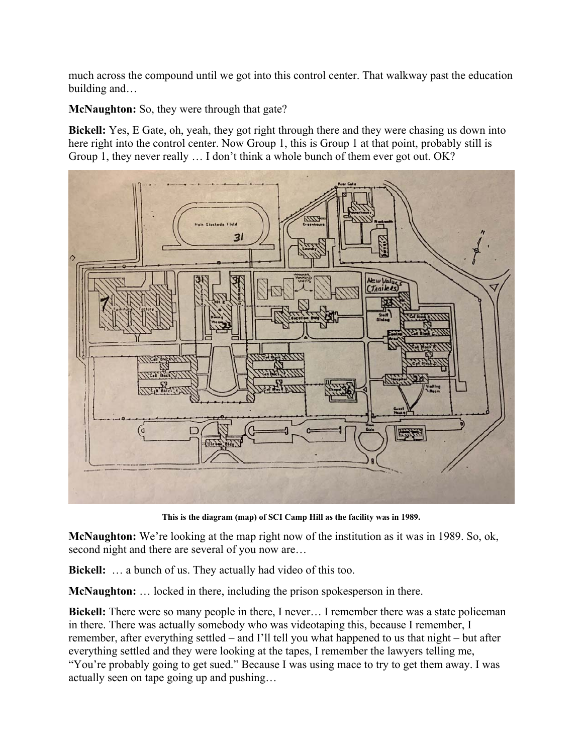much across the compound until we got into this control center. That walkway past the education building and…

**McNaughton:** So, they were through that gate?

**Bickell:** Yes, E Gate, oh, yeah, they got right through there and they were chasing us down into here right into the control center. Now Group 1, this is Group 1 at that point, probably still is Group 1, they never really … I don't think a whole bunch of them ever got out. OK?

**This is the diagram (map) of SCI Camp Hill as the facility was in 1989.**

**McNaughton:** We're looking at the map right now of the institution as it was in 1989. So, ok, second night and there are several of you now are…

**Bickell:** … a bunch of us. They actually had video of this too.

**McNaughton:** … locked in there, including the prison spokesperson in there.

**Bickell:** There were so many people in there, I never… I remember there was a state policeman in there. There was actually somebody who was videotaping this, because I remember, I remember, after everything settled – and I'll tell you what happened to us that night – but after everything settled and they were looking at the tapes, I remember the lawyers telling me, "You're probably going to get sued." Because I was using mace to try to get them away. I was actually seen on tape going up and pushing…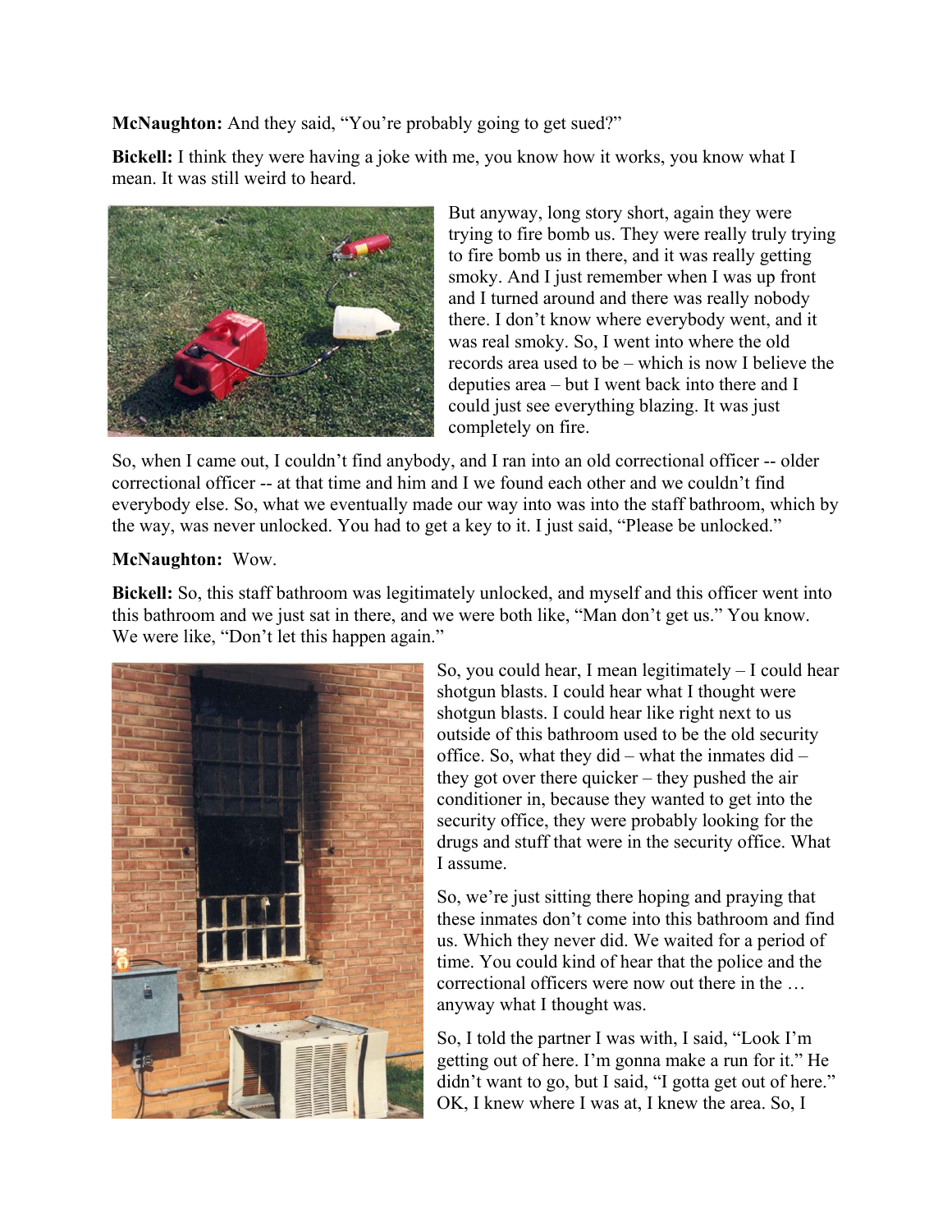**McNaughton:** And they said, "You're probably going to get sued?"

**Bickell:** I think they were having a joke with me, you know how it works, you know what I mean. It was still weird to heard.

But anyway, long story short, again they were trying to fire bomb us. They were really truly trying to fire bomb us in there, and it was really getting smoky. And I just remember when I was up front and I turned around and there was really nobody there. I don't know where everybody went, and it was real smoky. So, I went into where the old records area used to be – which is now I believe the deputies area – but I went back into there and I could just see everything blazing. It was just completely on fire.

So, when I came out, I couldn't find anybody, and I ran into an old correctional officer -- older correctional officer -- at that time and him and I we found each other and we couldn't find everybody else. So, what we eventually made our way into was into the staff bathroom, which by the way, was never unlocked. You had to get a key to it. I just said, "Please be unlocked."

**McNaughton:** Wow.

**Bickell:** So, this staff bathroom was legitimately unlocked, and myself and this officer went into this bathroom and we just sat in there, and we were both like, "Man don't get us." You know. We were like, "Don't let this happen again."

So, you could hear, I mean legitimately – I could hear shotgun blasts. I could hear what I thought were shotgun blasts. I could hear like right next to us outside of this bathroom used to be the old security office. So, what they did – what the inmates did – they got over there quicker – they pushed the air conditioner in, because they wanted to get into the security office, they were probably looking for the drugs and stuff that were in the security office. What I assume.

So, we're just sitting there hoping and praying that these inmates don't come into this bathroom and find us. Which they never did. We waited for a period of time. You could kind of hear that the police and the correctional officers were now out there in the … anyway what I thought was.

So, I told the partner I was with, I said, "Look I'm getting out of here. I'm gonna make a run for it." He didn't want to go, but I said, "I gotta get out of here." OK, I knew where I was at, I knew the area. So, I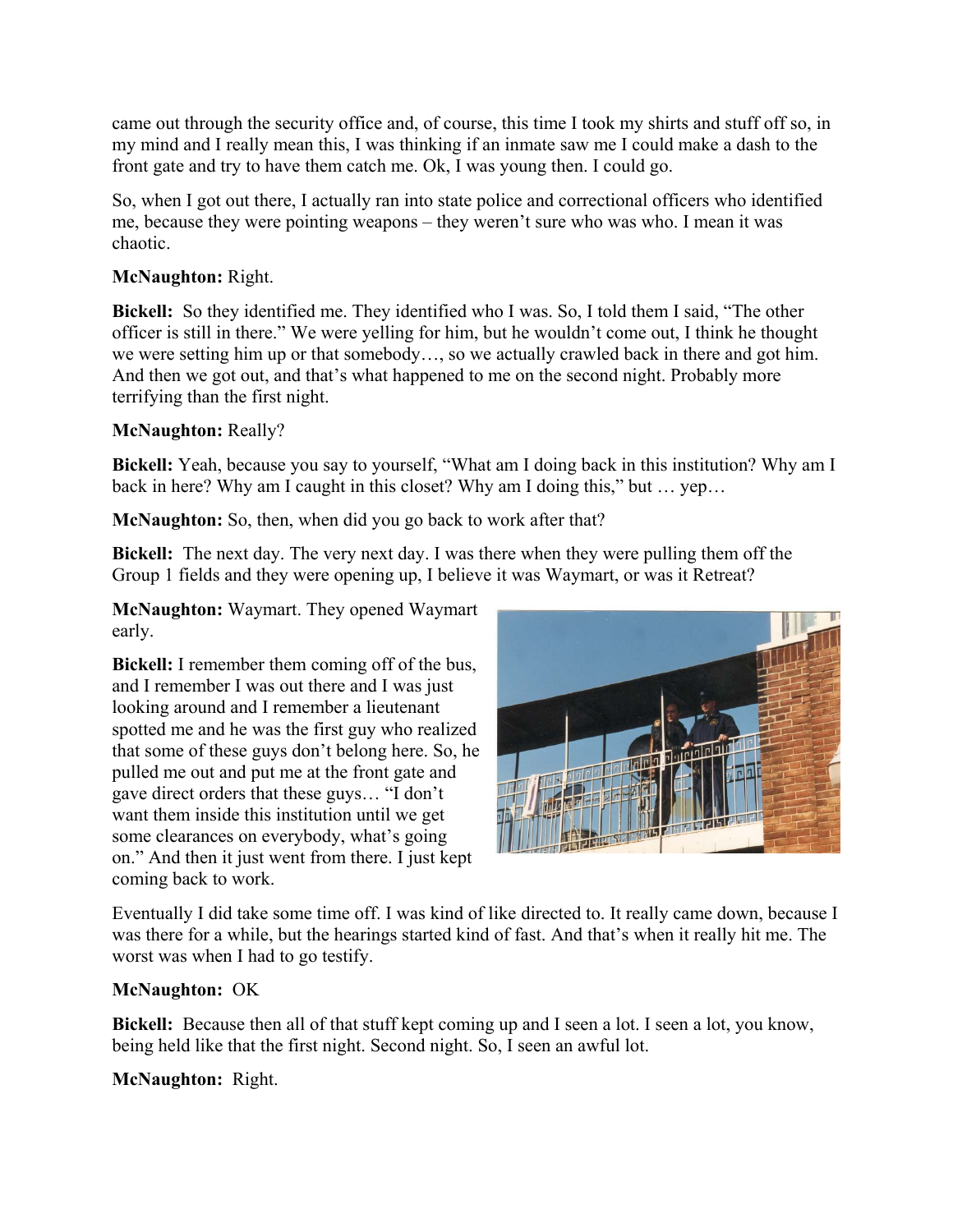came out through the security office and, of course, this time I took my shirts and stuff off so, in my mind and I really mean this, I was thinking if an inmate saw me I could make a dash to the front gate and try to have them catch me. Ok, I was young then. I could go.

So, when I got out there, I actually ran into state police and correctional officers who identified me, because they were pointing weapons – they weren't sure who was who. I mean it was chaotic.

**McNaughton:** Right.

**Bickell:** So they identified me. They identified who I was. So, I told them I said, "The other officer is still in there." We were yelling for him, but he wouldn't come out, I think he thought we were setting him up or that somebody…, so we actually crawled back in there and got him. And then we got out, and that's what happened to me on the second night. Probably more terrifying than the first night.

**McNaughton:** Really?

**Bickell:** Yeah, because you say to yourself, "What am I doing back in this institution? Why am I back in here? Why am I caught in this closet? Why am I doing this," but … yep…

**McNaughton:** So, then, when did you go back to work after that?

**Bickell:** The next day. The very next day. I was there when they were pulling them off the Group 1 fields and they were opening up, I believe it was Waymart, or was it Retreat?

**McNaughton:** Waymart. They opened Waymart early.

**Bickell:** I remember them coming off of the bus, and I remember I was out there and I was just looking around and I remember a lieutenant spotted me and he was the first guy who realized that some of these guys don't belong here. So, he pulled me out and put me at the front gate and gave direct orders that these guys… "I don't want them inside this institution until we get some clearances on everybody, what's going on." And then it just went from there. I just kept coming back to work.

Eventually I did take some time off. I was kind of like directed to. It really came down, because I was there for a while, but the hearings started kind of fast. And that's when it really hit me. The worst was when I had to go testify.

**McNaughton:** OK

**Bickell:** Because then all of that stuff kept coming up and I seen a lot. I seen a lot, you know, being held like that the first night. Second night. So, I seen an awful lot.

**McNaughton:** Right.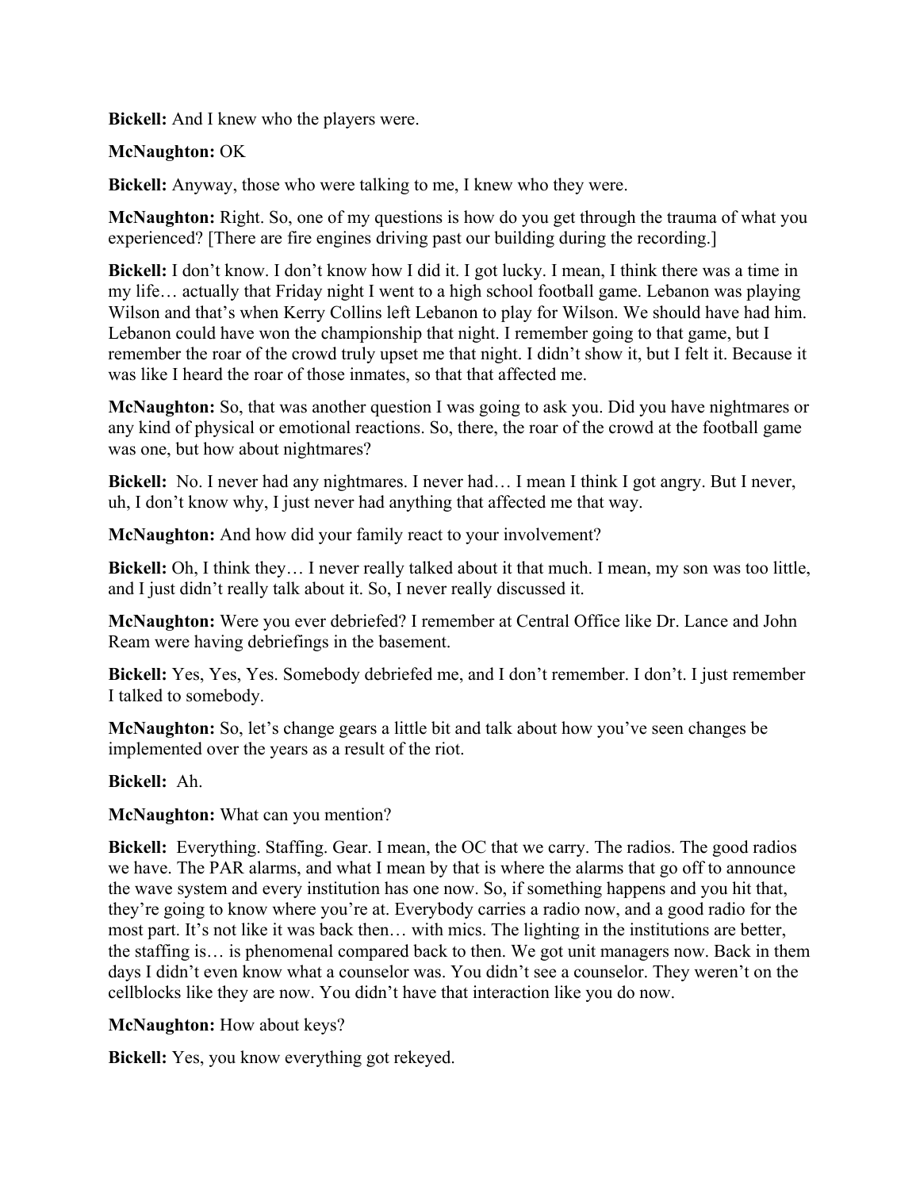**Bickell:** And I knew who the players were.

**McNaughton:** OK

**Bickell:** Anyway, those who were talking to me, I knew who they were.

**McNaughton:** Right. So, one of my questions is how do you get through the trauma of what you experienced? [There are fire engines driving past our building during the recording.]

**Bickell:** I don't know. I don't know how I did it. I got lucky. I mean, I think there was a time in my life… actually that Friday night I went to a high school football game. Lebanon was playing Wilson and that's when Kerry Collins left Lebanon to play for Wilson. We should have had him. Lebanon could have won the championship that night. I remember going to that game, but I remember the roar of the crowd truly upset me that night. I didn't show it, but I felt it. Because it was like I heard the roar of those inmates, so that that affected me.

**McNaughton:** So, that was another question I was going to ask you. Did you have nightmares or any kind of physical or emotional reactions. So, there, the roar of the crowd at the football game was one, but how about nightmares?

**Bickell:** No. I never had any nightmares. I never had… I mean I think I got angry. But I never, uh, I don't know why, I just never had anything that affected me that way.

**McNaughton:** And how did your family react to your involvement?

**Bickell:** Oh, I think they… I never really talked about it that much. I mean, my son was too little, and I just didn't really talk about it. So, I never really discussed it.

**McNaughton:** Were you ever debriefed? I remember at Central Office like Dr. Lance and John Ream were having debriefings in the basement.

**Bickell:** Yes, Yes, Yes. Somebody debriefed me, and I don't remember. I don't. I just remember I talked to somebody.

**McNaughton:** So, let's change gears a little bit and talk about how you've seen changes be implemented over the years as a result of the riot.

**Bickell:** Ah.

**McNaughton:** What can you mention?

**Bickell:** Everything. Staffing. Gear. I mean, the OC that we carry. The radios. The good radios we have. The PAR alarms, and what I mean by that is where the alarms that go off to announce the wave system and every institution has one now. So, if something happens and you hit that, they're going to know where you're at. Everybody carries a radio now, and a good radio for the most part. It's not like it was back then… with mics. The lighting in the institutions are better, the staffing is… is phenomenal compared back to then. We got unit managers now. Back in them days I didn't even know what a counselor was. You didn't see a counselor. They weren't on the cellblocks like they are now. You didn't have that interaction like you do now.

**McNaughton:** How about keys?

**Bickell:** Yes, you know everything got rekeyed.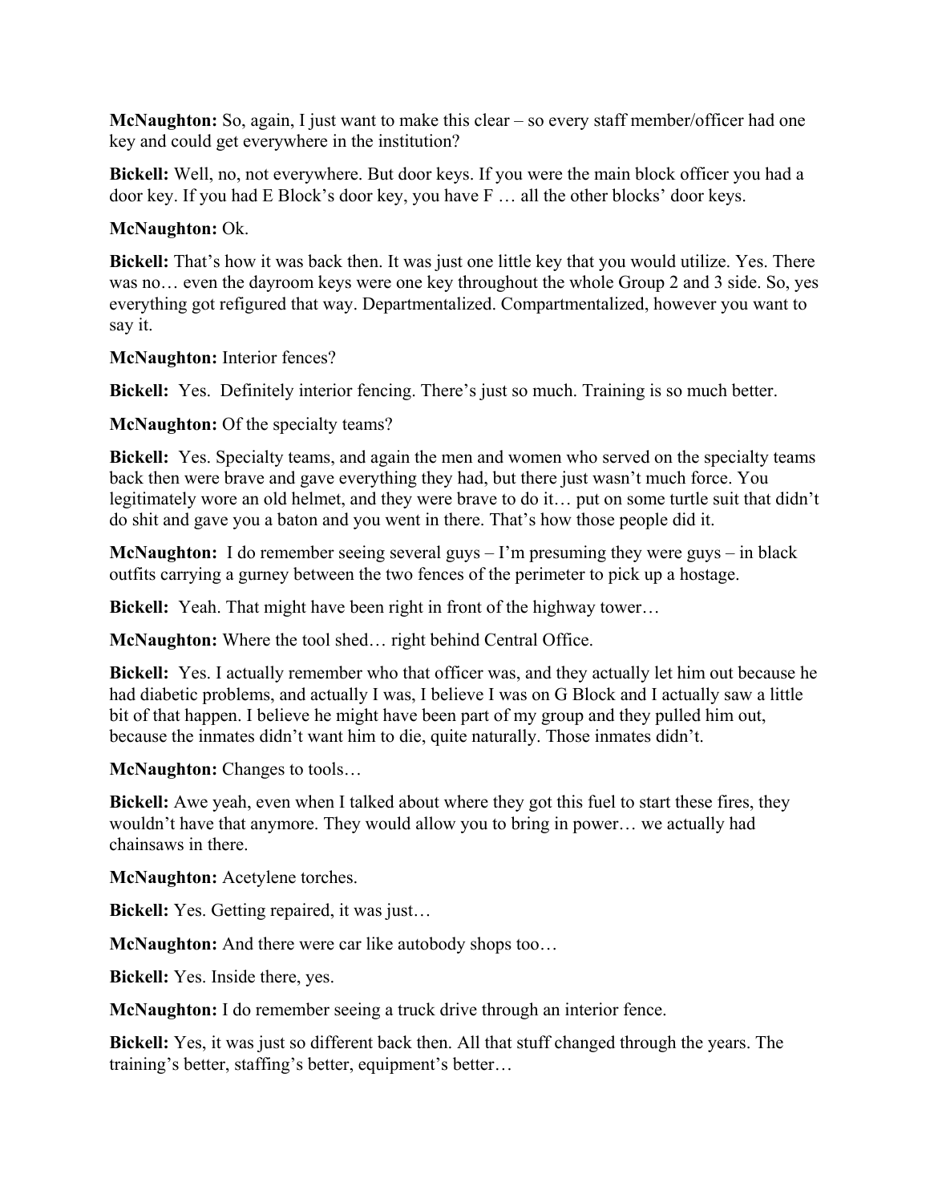**McNaughton:** So, again, I just want to make this clear – so every staff member/officer had one key and could get everywhere in the institution?

**Bickell:** Well, no, not everywhere. But door keys. If you were the main block officer you had a door key. If you had E Block's door key, you have F … all the other blocks' door keys.

**McNaughton:** Ok.

**Bickell:** That's how it was back then. It was just one little key that you would utilize. Yes. There was no… even the dayroom keys were one key throughout the whole Group 2 and 3 side. So, yes everything got refigured that way. Departmentalized. Compartmentalized, however you want to say it.

**McNaughton:** Interior fences?

**Bickell:** Yes. Definitely interior fencing. There's just so much. Training is so much better.

**McNaughton:** Of the specialty teams?

**Bickell:** Yes. Specialty teams, and again the men and women who served on the specialty teams back then were brave and gave everything they had, but there just wasn't much force. You legitimately wore an old helmet, and they were brave to do it… put on some turtle suit that didn't do shit and gave you a baton and you went in there. That's how those people did it.

**McNaughton:** I do remember seeing several guys – I'm presuming they were guys – in black outfits carrying a gurney between the two fences of the perimeter to pick up a hostage.

**Bickell:** Yeah. That might have been right in front of the highway tower…

**McNaughton:** Where the tool shed… right behind Central Office.

**Bickell:** Yes. I actually remember who that officer was, and they actually let him out because he had diabetic problems, and actually I was, I believe I was on G Block and I actually saw a little bit of that happen. I believe he might have been part of my group and they pulled him out, because the inmates didn't want him to die, quite naturally. Those inmates didn't.

**McNaughton:** Changes to tools…

**Bickell:** Awe yeah, even when I talked about where they got this fuel to start these fires, they wouldn't have that anymore. They would allow you to bring in power… we actually had chainsaws in there.

**McNaughton:** Acetylene torches.

**Bickell:** Yes. Getting repaired, it was just…

**McNaughton:** And there were car like autobody shops too…

**Bickell:** Yes. Inside there, yes.

**McNaughton:** I do remember seeing a truck drive through an interior fence.

**Bickell:** Yes, it was just so different back then. All that stuff changed through the years. The training's better, staffing's better, equipment's better…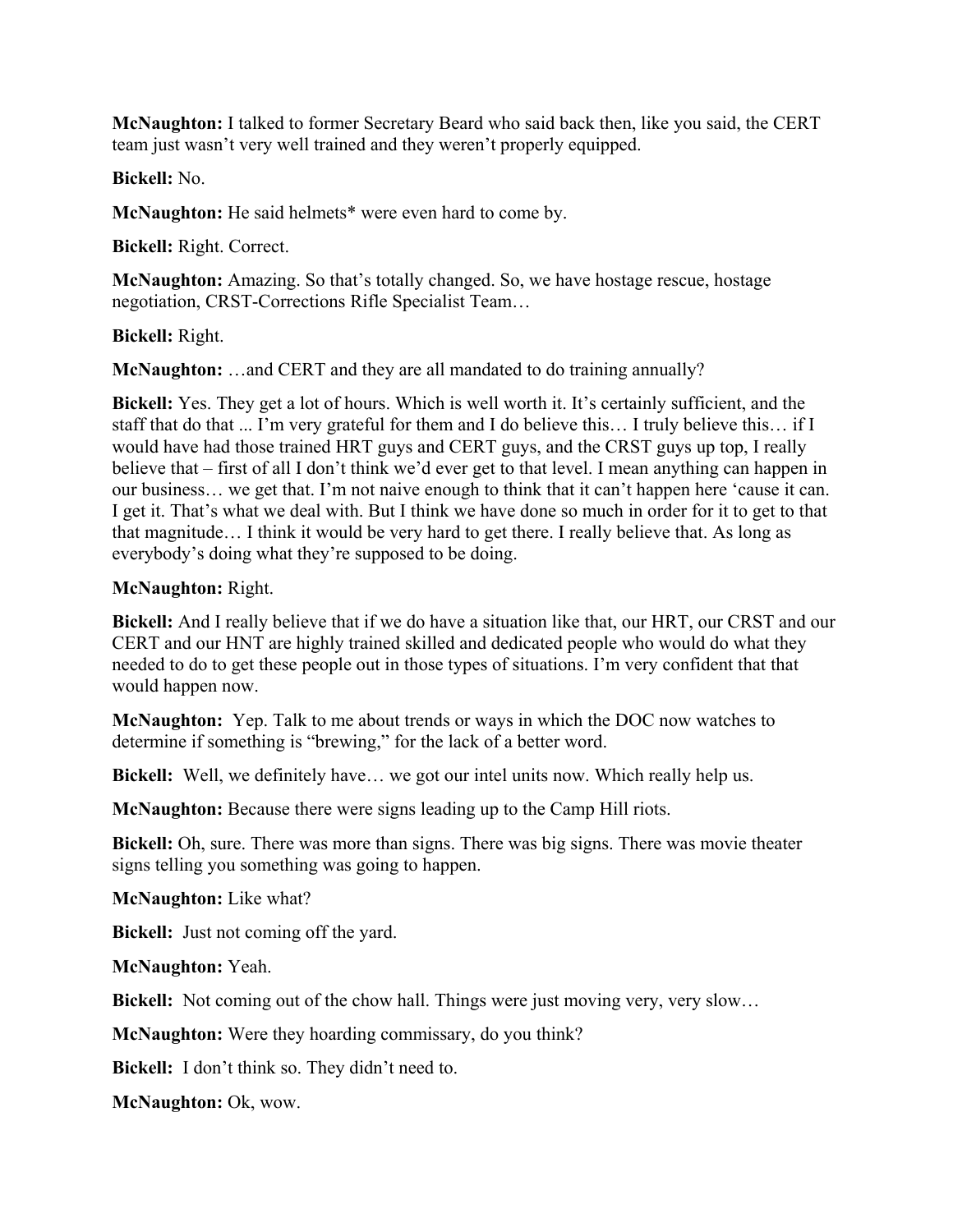**McNaughton:** I talked to former Secretary Beard who said back then, like you said, the CERT team just wasn't very well trained and they weren't properly equipped.

**Bickell:** No.

**McNaughton:** He said helmets* were even hard to come by.

**Bickell:** Right. Correct.

**McNaughton:** Amazing. So that's totally changed. So, we have hostage rescue, hostage negotiation, CRST-Corrections Rifle Specialist Team…

**Bickell:** Right.

**McNaughton:** …and CERT and they are all mandated to do training annually?

**Bickell:** Yes. They get a lot of hours. Which is well worth it. It's certainly sufficient, and the staff that do that ... I'm very grateful for them and I do believe this… I truly believe this… if I would have had those trained HRT guys and CERT guys, and the CRST guys up top, I really believe that – first of all I don't think we'd ever get to that level. I mean anything can happen in our business… we get that. I'm not naive enough to think that it can't happen here 'cause it can. I get it. That's what we deal with. But I think we have done so much in order for it to get to that that magnitude… I think it would be very hard to get there. I really believe that. As long as everybody's doing what they're supposed to be doing.

**McNaughton:** Right.

**Bickell:** And I really believe that if we do have a situation like that, our HRT, our CRST and our CERT and our HNT are highly trained skilled and dedicated people who would do what they needed to do to get these people out in those types of situations. I'm very confident that that would happen now.

**McNaughton:** Yep. Talk to me about trends or ways in which the DOC now watches to determine if something is "brewing," for the lack of a better word.

**Bickell:** Well, we definitely have… we got our intel units now. Which really help us.

**McNaughton:** Because there were signs leading up to the Camp Hill riots.

**Bickell:** Oh, sure. There was more than signs. There was big signs. There was movie theater signs telling you something was going to happen.

**McNaughton:** Like what?

**Bickell:** Just not coming off the yard.

**McNaughton:** Yeah.

**Bickell:** Not coming out of the chow hall. Things were just moving very, very slow…

**McNaughton:** Were they hoarding commissary, do you think?

**Bickell:** I don't think so. They didn't need to.

**McNaughton:** Ok, wow.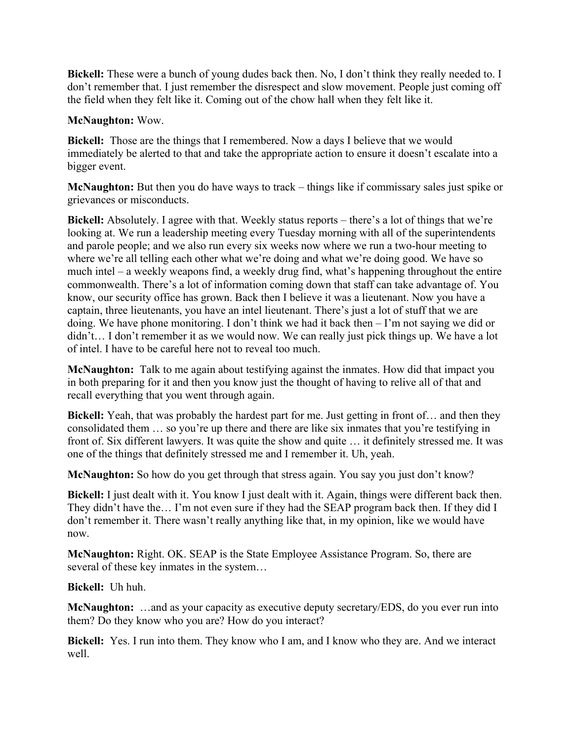**Bickell:** These were a bunch of young dudes back then. No, I don't think they really needed to. I don't remember that. I just remember the disrespect and slow movement. People just coming off the field when they felt like it. Coming out of the chow hall when they felt like it.

**McNaughton:** Wow.

**Bickell:** Those are the things that I remembered. Now a days I believe that we would immediately be alerted to that and take the appropriate action to ensure it doesn't escalate into a bigger event.

**McNaughton:** But then you do have ways to track – things like if commissary sales just spike or grievances or misconducts.

**Bickell:** Absolutely. I agree with that. Weekly status reports – there's a lot of things that we're looking at. We run a leadership meeting every Tuesday morning with all of the superintendents and parole people; and we also run every six weeks now where we run a two-hour meeting to where we're all telling each other what we're doing and what we're doing good. We have so much intel – a weekly weapons find, a weekly drug find, what's happening throughout the entire commonwealth. There's a lot of information coming down that staff can take advantage of. You know, our security office has grown. Back then I believe it was a lieutenant. Now you have a captain, three lieutenants, you have an intel lieutenant. There's just a lot of stuff that we are doing. We have phone monitoring. I don't think we had it back then – I'm not saying we did or didn't… I don't remember it as we would now. We can really just pick things up. We have a lot of intel. I have to be careful here not to reveal too much.

**McNaughton:** Talk to me again about testifying against the inmates. How did that impact you in both preparing for it and then you know just the thought of having to relive all of that and recall everything that you went through again.

**Bickell:** Yeah, that was probably the hardest part for me. Just getting in front of… and then they consolidated them … so you're up there and there are like six inmates that you're testifying in front of. Six different lawyers. It was quite the show and quite … it definitely stressed me. It was one of the things that definitely stressed me and I remember it. Uh, yeah.

**McNaughton:** So how do you get through that stress again. You say you just don't know?

**Bickell:** I just dealt with it. You know I just dealt with it. Again, things were different back then. They didn't have the… I'm not even sure if they had the SEAP program back then. If they did I don't remember it. There wasn't really anything like that, in my opinion, like we would have now.

**McNaughton:** Right. OK. SEAP is the State Employee Assistance Program. So, there are several of these key inmates in the system…

**Bickell:** Uh huh.

**McNaughton:** …and as your capacity as executive deputy secretary/EDS, do you ever run into them? Do they know who you are? How do you interact?

**Bickell:** Yes. I run into them. They know who I am, and I know who they are. And we interact well.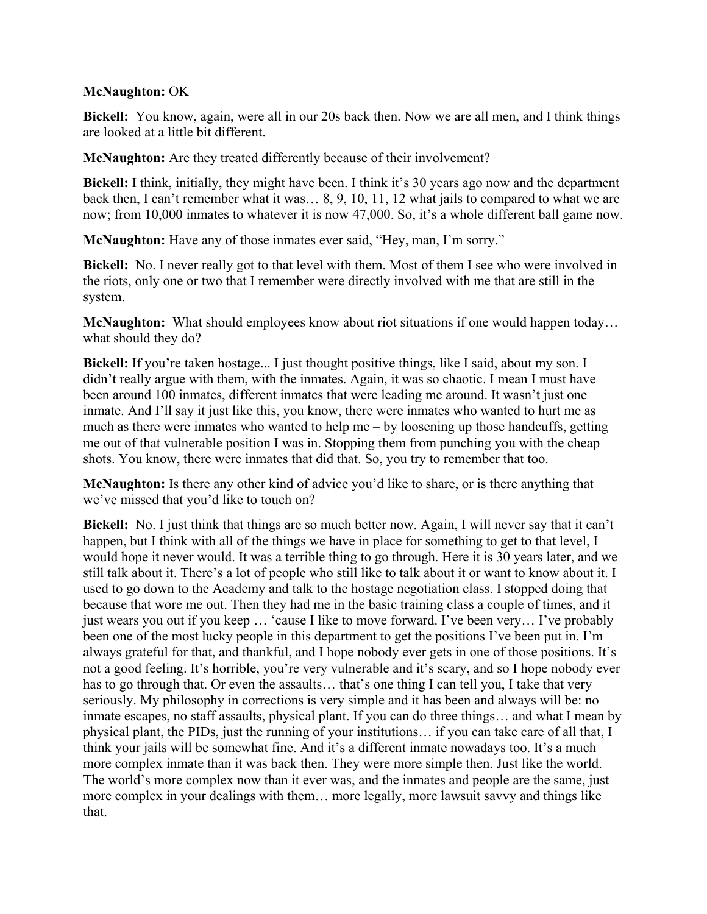**McNaughton:** OK

**Bickell:** You know, again, were all in our 20s back then. Now we are all men, and I think things are looked at a little bit different.

**McNaughton:** Are they treated differently because of their involvement?

**Bickell:** I think, initially, they might have been. I think it's 30 years ago now and the department back then, I can't remember what it was… 8, 9, 10, 11, 12 what jails to compared to what we are now; from 10,000 inmates to whatever it is now 47,000. So, it's a whole different ball game now.

**McNaughton:** Have any of those inmates ever said, "Hey, man, I'm sorry."

**Bickell:** No. I never really got to that level with them. Most of them I see who were involved in the riots, only one or two that I remember were directly involved with me that are still in the system.

**McNaughton:** What should employees know about riot situations if one would happen today… what should they do?

**Bickell:** If you're taken hostage... I just thought positive things, like I said, about my son. I didn't really argue with them, with the inmates. Again, it was so chaotic. I mean I must have been around 100 inmates, different inmates that were leading me around. It wasn't just one inmate. And I'll say it just like this, you know, there were inmates who wanted to hurt me as much as there were inmates who wanted to help me – by loosening up those handcuffs, getting me out of that vulnerable position I was in. Stopping them from punching you with the cheap shots. You know, there were inmates that did that. So, you try to remember that too.

**McNaughton:** Is there any other kind of advice you'd like to share, or is there anything that we've missed that you'd like to touch on?

**Bickell:** No. I just think that things are so much better now. Again, I will never say that it can't happen, but I think with all of the things we have in place for something to get to that level, I would hope it never would. It was a terrible thing to go through. Here it is 30 years later, and we still talk about it. There's a lot of people who still like to talk about it or want to know about it. I used to go down to the Academy and talk to the hostage negotiation class. I stopped doing that because that wore me out. Then they had me in the basic training class a couple of times, and it just wears you out if you keep … 'cause I like to move forward. I've been very… I've probably been one of the most lucky people in this department to get the positions I've been put in. I'm always grateful for that, and thankful, and I hope nobody ever gets in one of those positions. It's not a good feeling. It's horrible, you're very vulnerable and it's scary, and so I hope nobody ever has to go through that. Or even the assaults… that's one thing I can tell you, I take that very seriously. My philosophy in corrections is very simple and it has been and always will be: no inmate escapes, no staff assaults, physical plant. If you can do three things… and what I mean by physical plant, the PIDs, just the running of your institutions… if you can take care of all that, I think your jails will be somewhat fine. And it's a different inmate nowadays too. It's a much more complex inmate than it was back then. They were more simple then. Just like the world. The world's more complex now than it ever was, and the inmates and people are the same, just more complex in your dealings with them… more legally, more lawsuit savvy and things like that.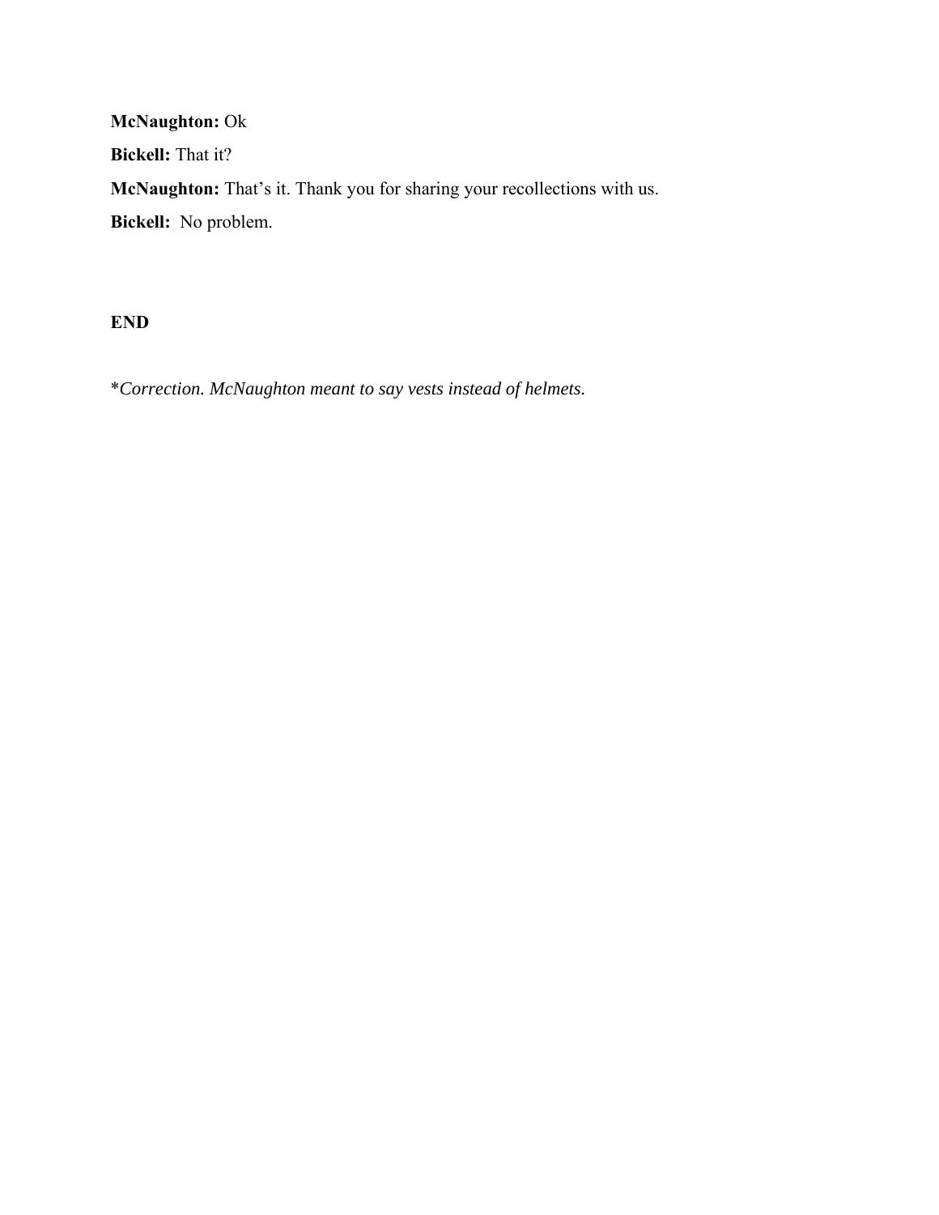**McNaughton:** Ok

**Bickell:** That it?

**McNaughton:** That's it. Thank you for sharing your recollections with us.

**Bickell:** No problem.

**END**

*\*Correction. McNaughton meant to say vests instead of helmets.*